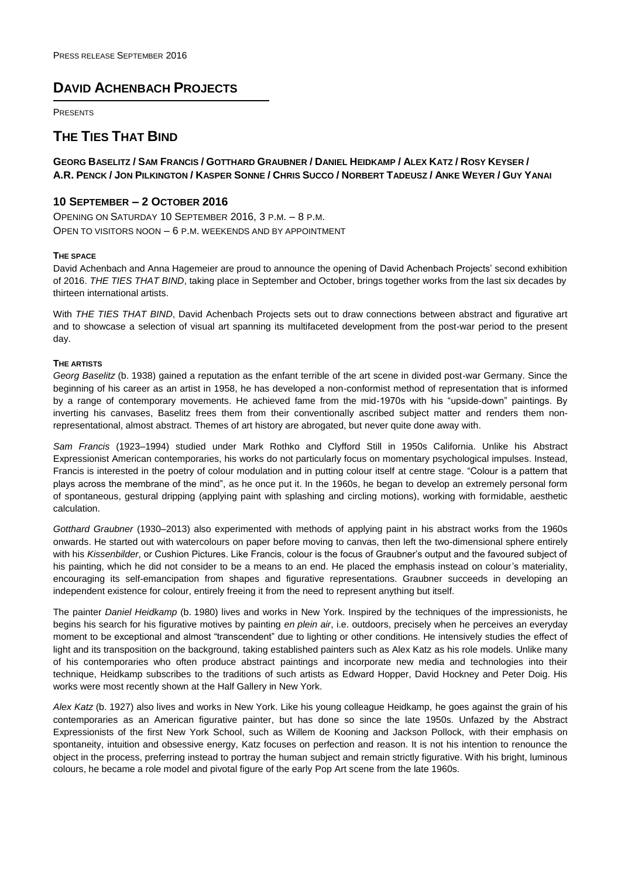PRESS RELEASE SEPTEMBER 2016

# DAVID ACHENBACH PROJECTS

PRESENTS

# THE TIES THAT BIND

### GEORG BASELITZ / SAM FRANCIS / GOTTHARD GRAUBNER / DANIEL HEIDKAMP / ALEX KATZ / ROSY KEYSER / A.R. PENCK / JON PILKINGTON / KASPER SONNE / CHRIS SUCCO / NORBERT TADEUSZ / ANKE WEYER / GUY YANAI

## 10 SEPTEMBER – 2 OCTOBER 2016

OPENING ON SATURDAY 10 SEPTEMBER 2016, 3 P.M. – 8 P.M.
OPEN TO VISITORS NOON – 6 P.M. WEEKENDS AND BY APPOINTMENT

**THE SPACE**

David Achenbach and Anna Hagemeier are proud to announce the opening of David Achenbach Projects' second exhibition of 2016. *THE TIES THAT BIND*, taking place in September and October, brings together works from the last six decades by thirteen international artists.

With *THE TIES THAT BIND*, David Achenbach Projects sets out to draw connections between abstract and figurative art and to showcase a selection of visual art spanning its multifaceted development from the post-war period to the present day.

**THE ARTISTS**

*Georg Baselitz* (b. 1938) gained a reputation as the enfant terrible of the art scene in divided post-war Germany. Since the beginning of his career as an artist in 1958, he has developed a non-conformist method of representation that is informed by a range of contemporary movements. He achieved fame from the mid-1970s with his "upside-down" paintings. By inverting his canvases, Baselitz frees them from their conventionally ascribed subject matter and renders them non-representational, almost abstract. Themes of art history are abrogated, but never quite done away with.

*Sam Francis* (1923–1994) studied under Mark Rothko and Clyfford Still in 1950s California. Unlike his Abstract Expressionist American contemporaries, his works do not particularly focus on momentary psychological impulses. Instead, Francis is interested in the poetry of colour modulation and in putting colour itself at centre stage. "Colour is a pattern that plays across the membrane of the mind", as he once put it. In the 1960s, he began to develop an extremely personal form of spontaneous, gestural dripping (applying paint with splashing and circling motions), working with formidable, aesthetic calculation.

*Gotthard Graubner* (1930–2013) also experimented with methods of applying paint in his abstract works from the 1960s onwards. He started out with watercolours on paper before moving to canvas, then left the two-dimensional sphere entirely with his *Kissenbilder*, or Cushion Pictures. Like Francis, colour is the focus of Graubner's output and the favoured subject of his painting, which he did not consider to be a means to an end. He placed the emphasis instead on colour's materiality, encouraging its self-emancipation from shapes and figurative representations. Graubner succeeds in developing an independent existence for colour, entirely freeing it from the need to represent anything but itself.

The painter *Daniel Heidkamp* (b. 1980) lives and works in New York. Inspired by the techniques of the impressionists, he begins his search for his figurative motives by painting *en plein air*, i.e. outdoors, precisely when he perceives an everyday moment to be exceptional and almost "transcendent" due to lighting or other conditions. He intensively studies the effect of light and its transposition on the background, taking established painters such as Alex Katz as his role models. Unlike many of his contemporaries who often produce abstract paintings and incorporate new media and technologies into their technique, Heidkamp subscribes to the traditions of such artists as Edward Hopper, David Hockney and Peter Doig. His works were most recently shown at the Half Gallery in New York.

*Alex Katz* (b. 1927) also lives and works in New York. Like his young colleague Heidkamp, he goes against the grain of his contemporaries as an American figurative painter, but has done so since the late 1950s. Unfazed by the Abstract Expressionists of the first New York School, such as Willem de Kooning and Jackson Pollock, with their emphasis on spontaneity, intuition and obsessive energy, Katz focuses on perfection and reason. It is not his intention to renounce the object in the process, preferring instead to portray the human subject and remain strictly figurative. With his bright, luminous colours, he became a role model and pivotal figure of the early Pop Art scene from the late 1960s.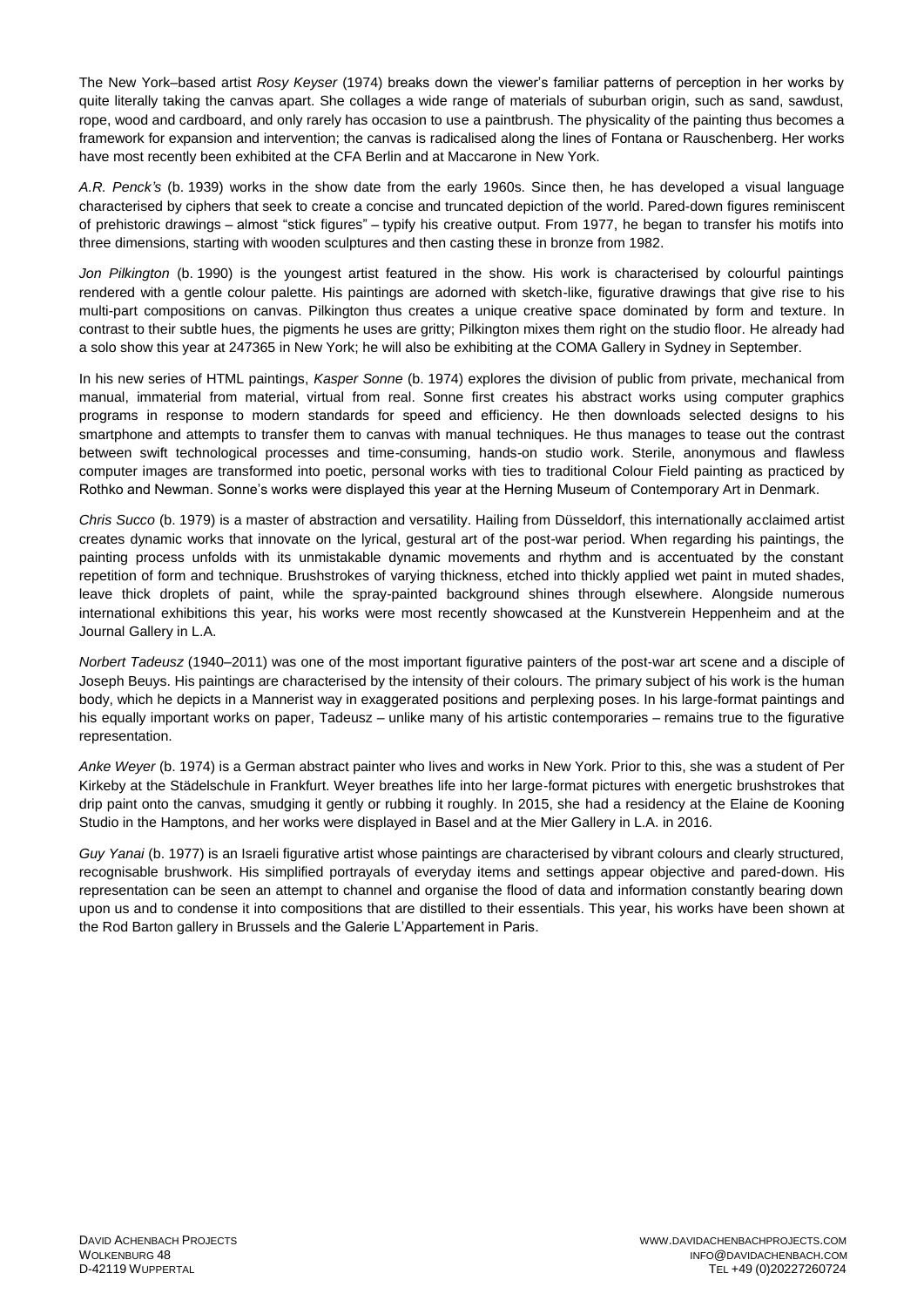The New York–based artist *Rosy Keyser* (1974) breaks down the viewer's familiar patterns of perception in her works by quite literally taking the canvas apart. She collages a wide range of materials of suburban origin, such as sand, sawdust, rope, wood and cardboard, and only rarely has occasion to use a paintbrush. The physicality of the painting thus becomes a framework for expansion and intervention; the canvas is radicalised along the lines of Fontana or Rauschenberg. Her works have most recently been exhibited at the CFA Berlin and at Maccarone in New York.

*A.R. Penck's* (b. 1939) works in the show date from the early 1960s. Since then, he has developed a visual language characterised by ciphers that seek to create a concise and truncated depiction of the world. Pared-down figures reminiscent of prehistoric drawings – almost "stick figures" – typify his creative output. From 1977, he began to transfer his motifs into three dimensions, starting with wooden sculptures and then casting these in bronze from 1982.

*Jon Pilkington* (b. 1990) is the youngest artist featured in the show. His work is characterised by colourful paintings rendered with a gentle colour palette. His paintings are adorned with sketch-like, figurative drawings that give rise to his multi-part compositions on canvas. Pilkington thus creates a unique creative space dominated by form and texture. In contrast to their subtle hues, the pigments he uses are gritty; Pilkington mixes them right on the studio floor. He already had a solo show this year at 247365 in New York; he will also be exhibiting at the COMA Gallery in Sydney in September.

In his new series of HTML paintings, *Kasper Sonne* (b. 1974) explores the division of public from private, mechanical from manual, immaterial from material, virtual from real. Sonne first creates his abstract works using computer graphics programs in response to modern standards for speed and efficiency. He then downloads selected designs to his smartphone and attempts to transfer them to canvas with manual techniques. He thus manages to tease out the contrast between swift technological processes and time-consuming, hands-on studio work. Sterile, anonymous and flawless computer images are transformed into poetic, personal works with ties to traditional Colour Field painting as practiced by Rothko and Newman. Sonne's works were displayed this year at the Herning Museum of Contemporary Art in Denmark.

*Chris Succo* (b. 1979) is a master of abstraction and versatility. Hailing from Düsseldorf, this internationally acclaimed artist creates dynamic works that innovate on the lyrical, gestural art of the post-war period. When regarding his paintings, the painting process unfolds with its unmistakable dynamic movements and rhythm and is accentuated by the constant repetition of form and technique. Brushstrokes of varying thickness, etched into thickly applied wet paint in muted shades, leave thick droplets of paint, while the spray-painted background shines through elsewhere. Alongside numerous international exhibitions this year, his works were most recently showcased at the Kunstverein Heppenheim and at the Journal Gallery in L.A.

*Norbert Tadeusz* (1940–2011) was one of the most important figurative painters of the post-war art scene and a disciple of Joseph Beuys. His paintings are characterised by the intensity of their colours. The primary subject of his work is the human body, which he depicts in a Mannerist way in exaggerated positions and perplexing poses. In his large-format paintings and his equally important works on paper, Tadeusz – unlike many of his artistic contemporaries – remains true to the figurative representation.

*Anke Weyer* (b. 1974) is a German abstract painter who lives and works in New York. Prior to this, she was a student of Per Kirkeby at the Städelschule in Frankfurt. Weyer breathes life into her large-format pictures with energetic brushstrokes that drip paint onto the canvas, smudging it gently or rubbing it roughly. In 2015, she had a residency at the Elaine de Kooning Studio in the Hamptons, and her works were displayed in Basel and at the Mier Gallery in L.A. in 2016.

*Guy Yanai* (b. 1977) is an Israeli figurative artist whose paintings are characterised by vibrant colours and clearly structured, recognisable brushwork. His simplified portrayals of everyday items and settings appear objective and pared-down. His representation can be seen an attempt to channel and organise the flood of data and information constantly bearing down upon us and to condense it into compositions that are distilled to their essentials. This year, his works have been shown at the Rod Barton gallery in Brussels and the Galerie L'Appartement in Paris.